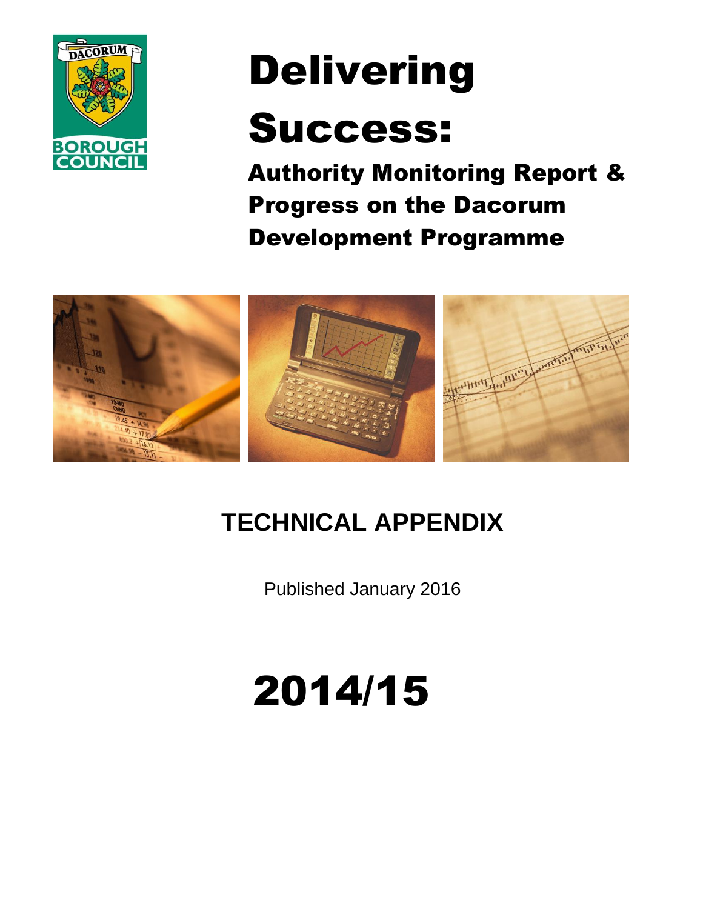DACORUM BOROUGH COUNCIL

# Delivering Success:

## Authority Monitoring Report & Progress on the Dacorum Development Programme

## TECHNICAL APPENDIX

Published January 2016

# 2014/15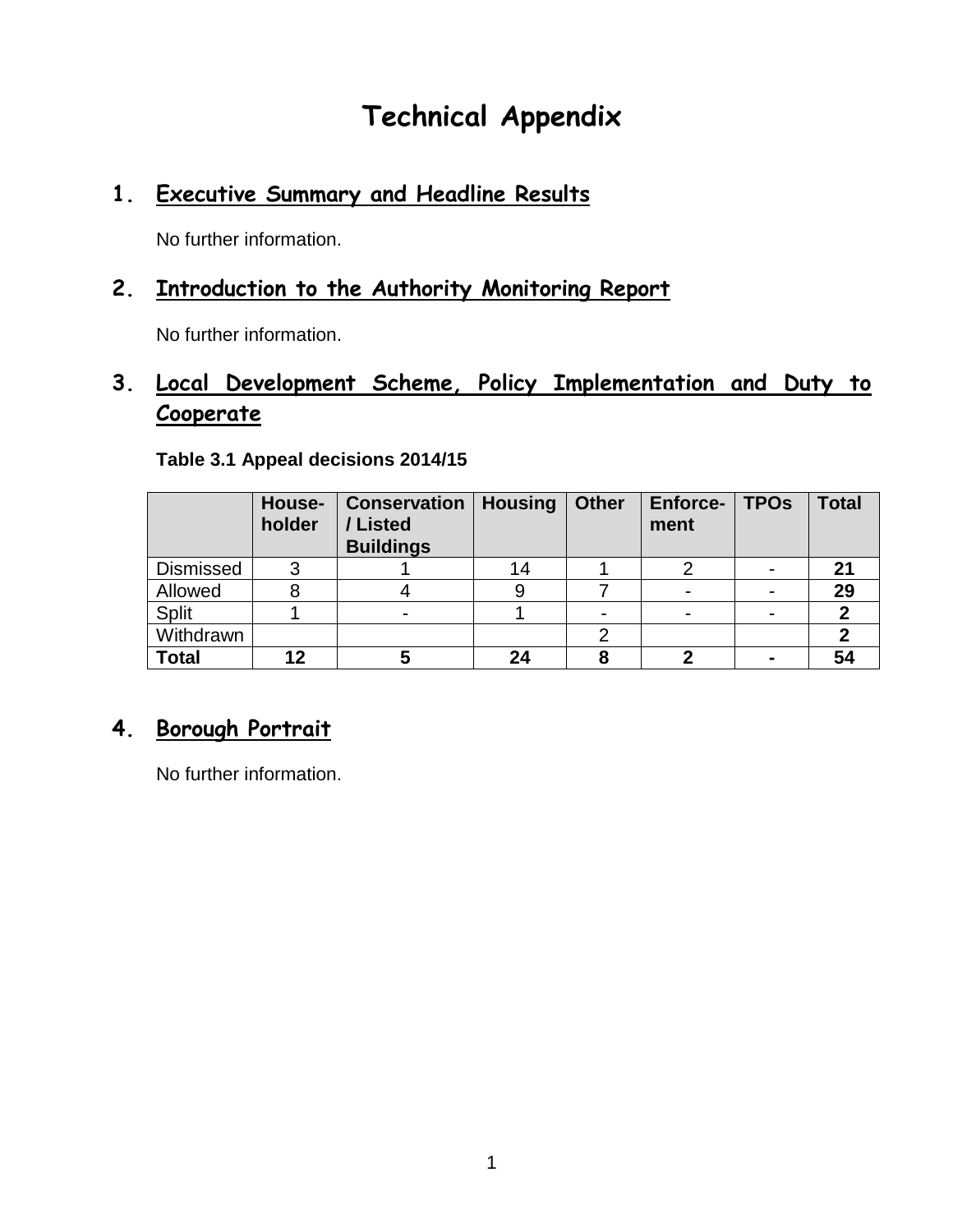# Technical Appendix

## 1. Executive Summary and Headline Results

No further information.

## 2. Introduction to the Authority Monitoring Report

No further information.

## 3. Local Development Scheme, Policy Implementation and Duty to Cooperate

**Table 3.1 Appeal decisions 2014/15**

| | **House-holder** | **Conservation / Listed Buildings** | **Housing** | **Other** | **Enforce-ment** | **TPOs** | **Total** |
|---|---|---|---|---|---|---|---|
| Dismissed | 3 | 1 | 14 | 1 | 2 | - | **21** |
| Allowed | 8 | 4 | 9 | 7 | - | - | **29** |
| Split | 1 | - | 1 | - | - | - | **2** |
| Withdrawn | | | | 2 | | | **2** |
| **Total** | **12** | **5** | **24** | **8** | **2** | **-** | **54** |

## 4. Borough Portrait

No further information.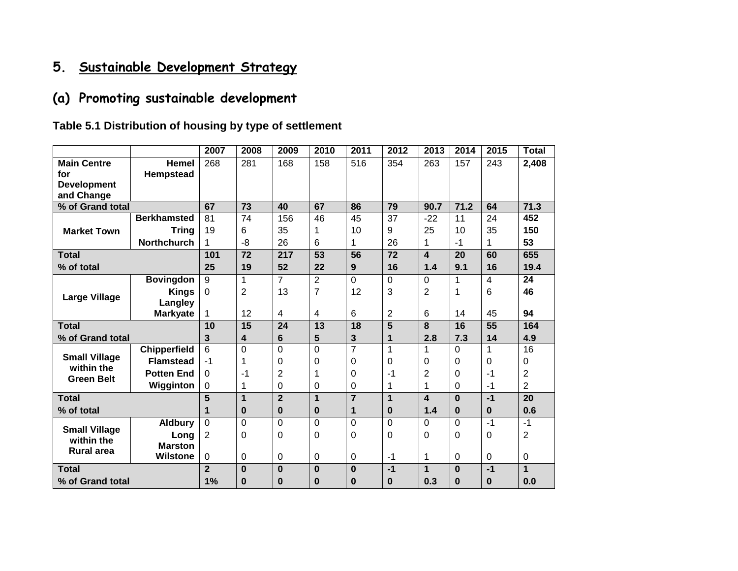# 5. Sustainable Development Strategy

## (a) Promoting sustainable development

**Table 5.1 Distribution of housing by type of settlement**

| | | 2007 | 2008 | 2009 | 2010 | 2011 | 2012 | 2013 | 2014 | 2015 | Total |
|---|---|---|---|---|---|---|---|---|---|---|---|
| **Main Centre for Development and Change** | **Hemel Hempstead** | 268 | 281 | 168 | 158 | 516 | 354 | 263 | 157 | 243 | **2,408** |
| **% of Grand total** | | **67** | **73** | **40** | **67** | **86** | **79** | **90.7** | **71.2** | **64** | **71.3** |
| **Market Town** | **Berkhamsted** | 81 | 74 | 156 | 46 | 45 | 37 | -22 | 11 | 24 | **452** |
| | **Tring** | 19 | 6 | 35 | 1 | 10 | 9 | 25 | 10 | 35 | **150** |
| | **Northchurch** | 1 | -8 | 26 | 6 | 1 | 26 | 1 | -1 | 1 | **53** |
| **Total** | | **101** | **72** | **217** | **53** | **56** | **72** | **4** | **20** | **60** | **655** |
| **% of total** | | **25** | **19** | **52** | **22** | **9** | **16** | **1.4** | **9.1** | **16** | **19.4** |
| **Large Village** | **Bovingdon** | 9 | 1 | 7 | 2 | 0 | 0 | 0 | 1 | 4 | **24** |
| | **Kings Langley** | 0 | 2 | 13 | 7 | 12 | 3 | 2 | 1 | 6 | **46** |
| | **Markyate** | 1 | 12 | 4 | 4 | 6 | 2 | 6 | 14 | 45 | **94** |
| **Total** | | **10** | **15** | **24** | **13** | **18** | **5** | **8** | **16** | **55** | **164** |
| **% of Grand total** | | **3** | **4** | **6** | **5** | **3** | **1** | **2.8** | **7.3** | **14** | **4.9** |
| **Small Village within the Green Belt** | **Chipperfield** | 6 | 0 | 0 | 0 | 7 | 1 | 1 | 0 | 1 | 16 |
| | **Flamstead** | -1 | 1 | 0 | 0 | 0 | 0 | 0 | 0 | 0 | 0 |
| | **Potten End** | 0 | -1 | 2 | 1 | 0 | -1 | 2 | 0 | -1 | 2 |
| | **Wigginton** | 0 | 1 | 0 | 0 | 0 | 1 | 1 | 0 | -1 | 2 |
| **Total** | | **5** | **1** | **2** | **1** | **7** | **1** | **4** | **0** | **-1** | **20** |
| **% of total** | | **1** | **0** | **0** | **0** | **1** | **0** | **1.4** | **0** | **0** | **0.6** |
| **Small Village within the Rural area** | **Aldbury** | 0 | 0 | 0 | 0 | 0 | 0 | 0 | 0 | -1 | -1 |
| | **Long Marston** | 2 | 0 | 0 | 0 | 0 | 0 | 0 | 0 | 0 | 2 |
| | **Wilstone** | 0 | 0 | 0 | 0 | 0 | -1 | 1 | 0 | 0 | 0 |
| **Total** | | **2** | **0** | **0** | **0** | **0** | **-1** | **1** | **0** | **-1** | **1** |
| **% of Grand total** | | **1%** | **0** | **0** | **0** | **0** | **0** | **0.3** | **0** | **0** | **0.0** |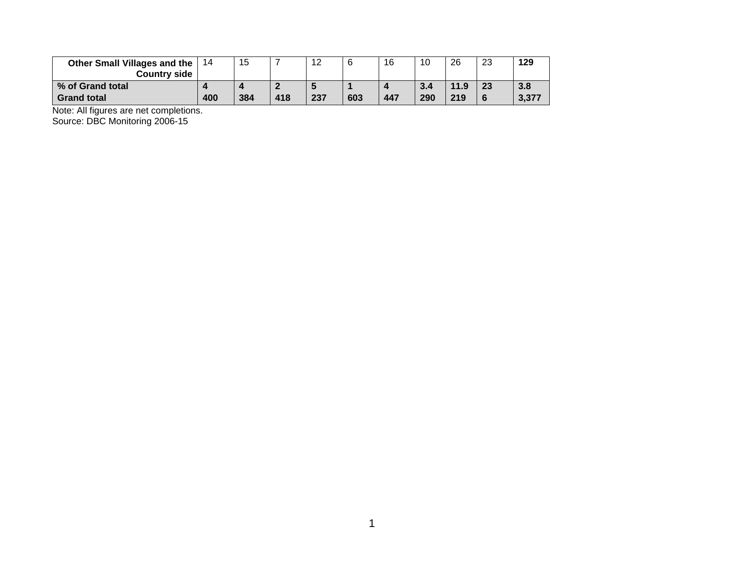| | | | | | | | | | | |
|---|---|---|---|---|---|---|---|---|---|---|
| **Other Small Villages and the Country side** | 14 | 15 | 7 | 12 | 6 | 16 | 10 | 26 | 23 | **129** |
| **% of Grand total** | **4** | **4** | **2** | **5** | **1** | **4** | **3.4** | **11.9** | **23** | **3.8** |
| **Grand total** | **400** | **384** | **418** | **237** | **603** | **447** | **290** | **219** | **6** | **3,377** |

Note: All figures are net completions.
Source: DBC Monitoring 2006-15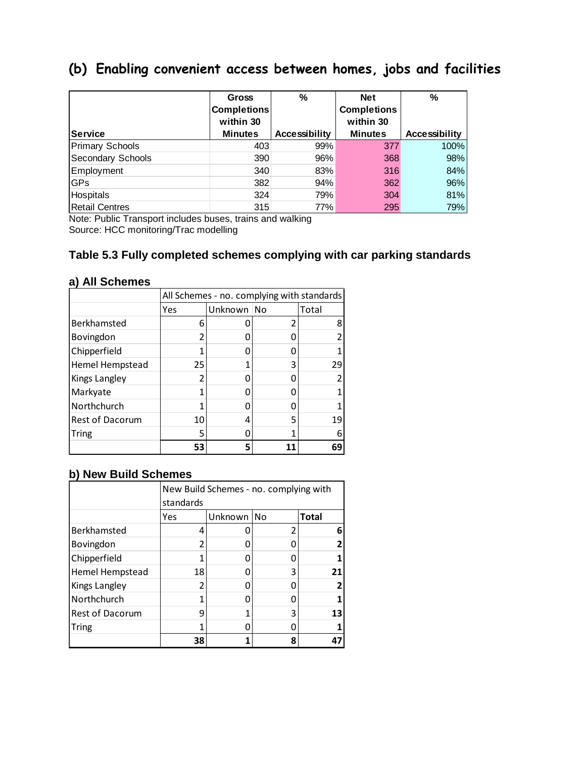## (b) Enabling convenient access between homes, jobs and facilities

| Service | Gross Completions within 30 Minutes | % Accessibility | Net Completions within 30 Minutes | % Accessibility |
|---|---|---|---|---|
| Primary Schools | 403 | 99% | 377 | 100% |
| Secondary Schools | 390 | 96% | 368 | 98% |
| Employment | 340 | 83% | 316 | 84% |
| GPs | 382 | 94% | 362 | 96% |
| Hospitals | 324 | 79% | 304 | 81% |
| Retail Centres | 315 | 77% | 295 | 79% |

Note: Public Transport includes buses, trains and walking
Source: HCC monitoring/Trac modelling

### Table 5.3 Fully completed schemes complying with car parking standards

#### a) All Schemes

| | All Schemes - no. complying with standards | | | |
|---|---|---|---|---|
| | Yes | Unknown | No | Total |
| Berkhamsted | 6 | 0 | 2 | 8 |
| Bovingdon | 2 | 0 | 0 | 2 |
| Chipperfield | 1 | 0 | 0 | 1 |
| Hemel Hempstead | 25 | 1 | 3 | 29 |
| Kings Langley | 2 | 0 | 0 | 2 |
| Markyate | 1 | 0 | 0 | 1 |
| Northchurch | 1 | 0 | 0 | 1 |
| Rest of Dacorum | 10 | 4 | 5 | 19 |
| Tring | 5 | 0 | 1 | 6 |
| | **53** | **5** | **11** | **69** |

#### b) New Build Schemes

| | New Build Schemes - no. complying with standards | | | |
|---|---|---|---|---|
| | Yes | Unknown | No | **Total** |
| Berkhamsted | 4 | 0 | 2 | **6** |
| Bovingdon | 2 | 0 | 0 | **2** |
| Chipperfield | 1 | 0 | 0 | **1** |
| Hemel Hempstead | 18 | 0 | 3 | **21** |
| Kings Langley | 2 | 0 | 0 | **2** |
| Northchurch | 1 | 0 | 0 | **1** |
| Rest of Dacorum | 9 | 1 | 3 | **13** |
| Tring | 1 | 0 | 0 | **1** |
| | **38** | **1** | **8** | **47** |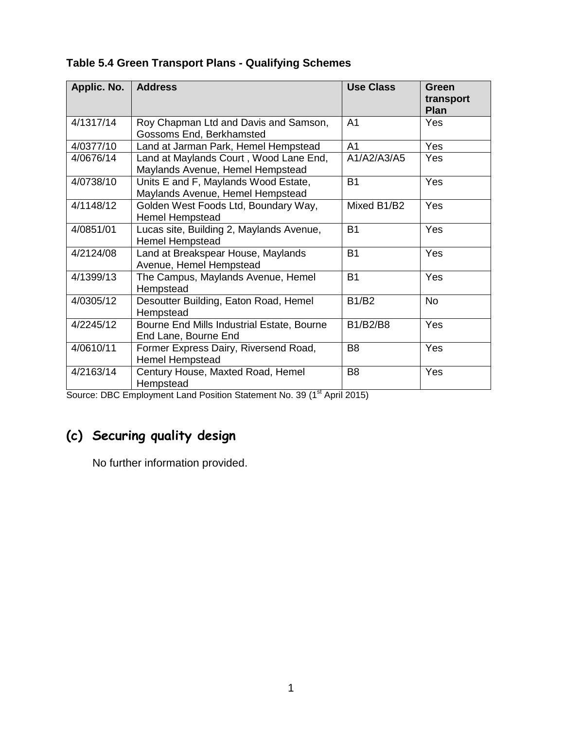**Table 5.4 Green Transport Plans - Qualifying Schemes**

| Applic. No. | Address | Use Class | Green transport Plan |
|---|---|---|---|
| 4/1317/14 | Roy Chapman Ltd and Davis and Samson, Gossoms End, Berkhamsted | A1 | Yes |
| 4/0377/10 | Land at Jarman Park, Hemel Hempstead | A1 | Yes |
| 4/0676/14 | Land at Maylands Court , Wood Lane End, Maylands Avenue, Hemel Hempstead | A1/A2/A3/A5 | Yes |
| 4/0738/10 | Units E and F, Maylands Wood Estate, Maylands Avenue, Hemel Hempstead | B1 | Yes |
| 4/1148/12 | Golden West Foods Ltd, Boundary Way, Hemel Hempstead | Mixed B1/B2 | Yes |
| 4/0851/01 | Lucas site, Building 2, Maylands Avenue, Hemel Hempstead | B1 | Yes |
| 4/2124/08 | Land at Breakspear House, Maylands Avenue, Hemel Hempstead | B1 | Yes |
| 4/1399/13 | The Campus, Maylands Avenue, Hemel Hempstead | B1 | Yes |
| 4/0305/12 | Desoutter Building, Eaton Road, Hemel Hempstead | B1/B2 | No |
| 4/2245/12 | Bourne End Mills Industrial Estate, Bourne End Lane, Bourne End | B1/B2/B8 | Yes |
| 4/0610/11 | Former Express Dairy, Riversend Road, Hemel Hempstead | B8 | Yes |
| 4/2163/14 | Century House, Maxted Road, Hemel Hempstead | B8 | Yes |

Source: DBC Employment Land Position Statement No. 39 (1st April 2015)

## (c) Securing quality design

No further information provided.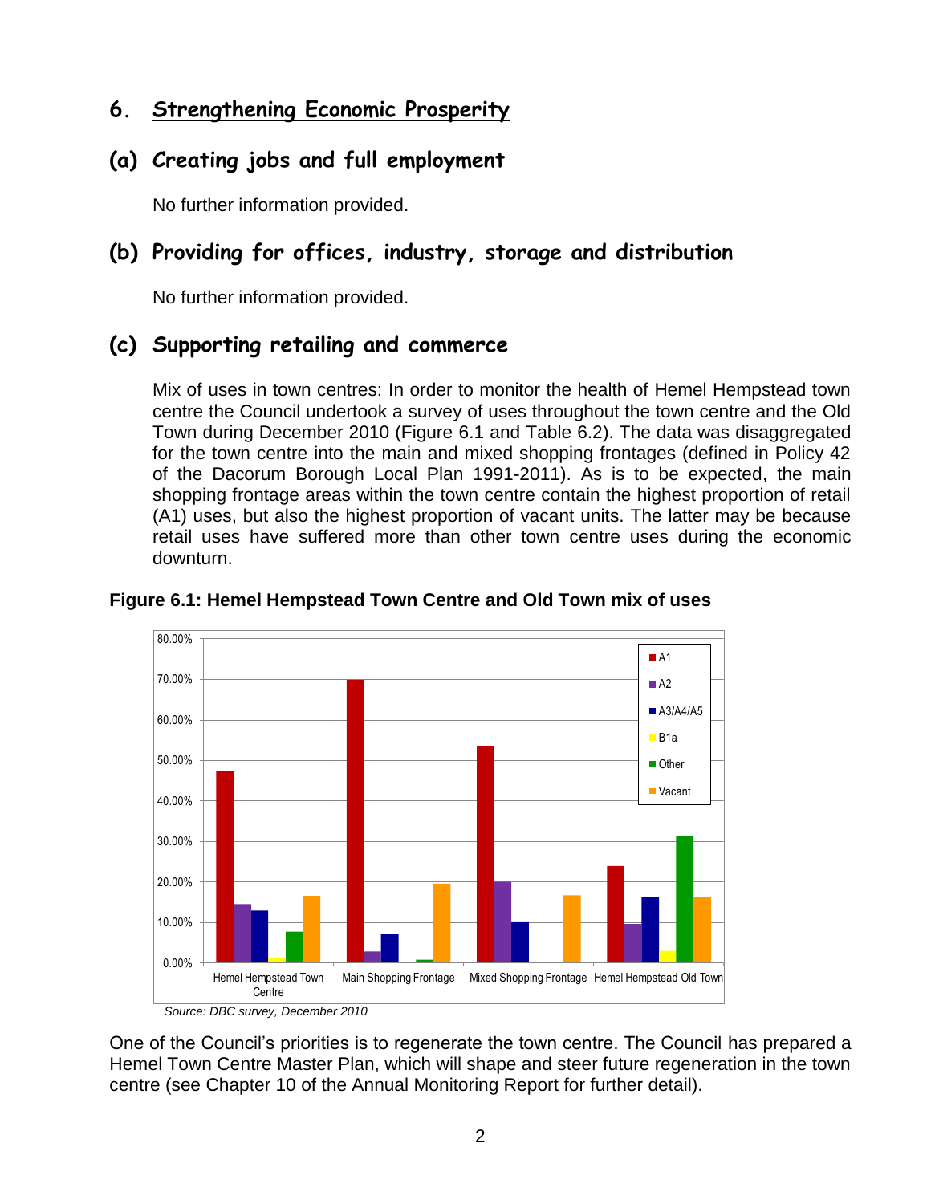# 6. Strengthening Economic Prosperity

## (a) Creating jobs and full employment

No further information provided.

## (b) Providing for offices, industry, storage and distribution

No further information provided.

## (c) Supporting retailing and commerce

Mix of uses in town centres: In order to monitor the health of Hemel Hempstead town centre the Council undertook a survey of uses throughout the town centre and the Old Town during December 2010 (Figure 6.1 and Table 6.2). The data was disaggregated for the town centre into the main and mixed shopping frontages (defined in Policy 42 of the Dacorum Borough Local Plan 1991-2011). As is to be expected, the main shopping frontage areas within the town centre contain the highest proportion of retail (A1) uses, but also the highest proportion of vacant units. The latter may be because retail uses have suffered more than other town centre uses during the economic downturn.

**Figure 6.1: Hemel Hempstead Town Centre and Old Town mix of uses**

*Source: DBC survey, December 2010*

One of the Council's priorities is to regenerate the town centre. The Council has prepared a Hemel Town Centre Master Plan, which will shape and steer future regeneration in the town centre (see Chapter 10 of the Annual Monitoring Report for further detail).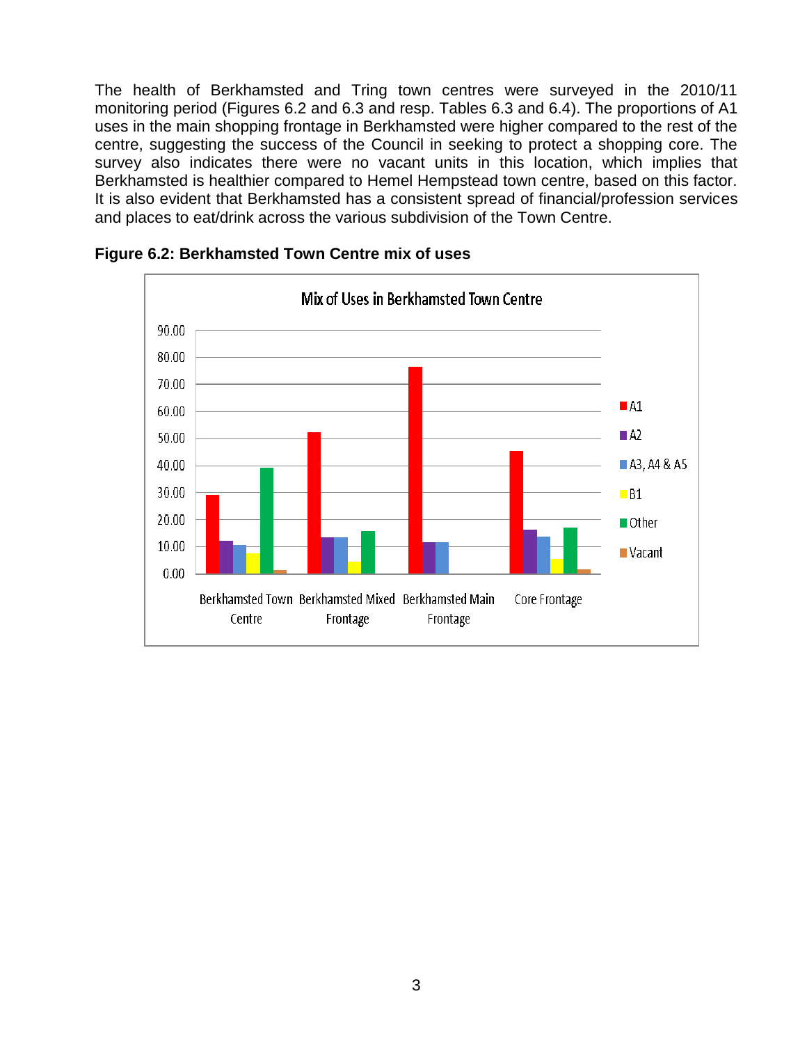The health of Berkhamsted and Tring town centres were surveyed in the 2010/11 monitoring period (Figures 6.2 and 6.3 and resp. Tables 6.3 and 6.4). The proportions of A1 uses in the main shopping frontage in Berkhamsted were higher compared to the rest of the centre, suggesting the success of the Council in seeking to protect a shopping core. The survey also indicates there were no vacant units in this location, which implies that Berkhamsted is healthier compared to Hemel Hempstead town centre, based on this factor. It is also evident that Berkhamsted has a consistent spread of financial/profession services and places to eat/drink across the various subdivision of the Town Centre.

**Figure 6.2: Berkhamsted Town Centre mix of uses**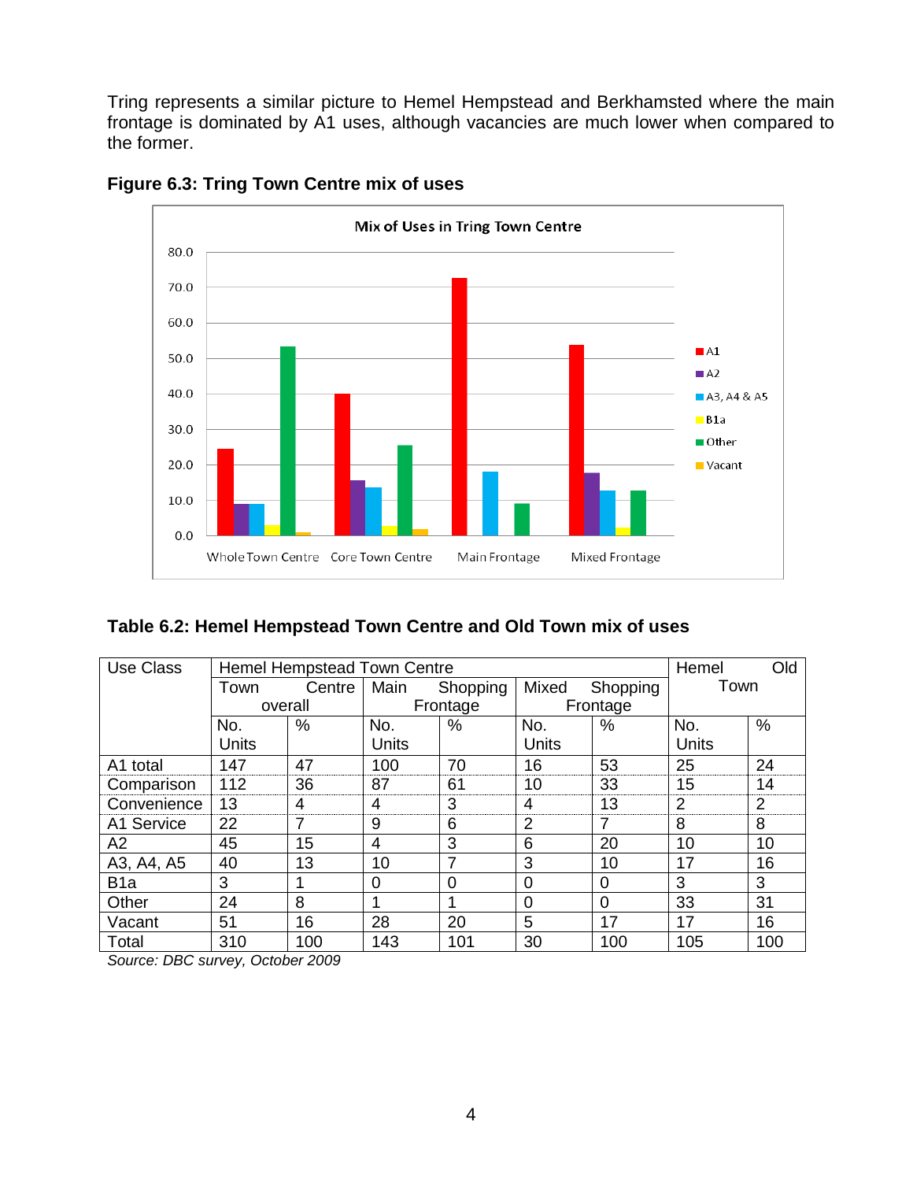Tring represents a similar picture to Hemel Hempstead and Berkhamsted where the main frontage is dominated by A1 uses, although vacancies are much lower when compared to the former.

**Figure 6.3: Tring Town Centre mix of uses**

**Table 6.2: Hemel Hempstead Town Centre and Old Town mix of uses**

| Use Class | Hemel Hempstead Town Centre | | | | | | Hemel Old Town | |
|---|---|---|---|---|---|---|---|---|
| | Town Centre overall | | Main Shopping Frontage | | Mixed Shopping Frontage | | | |
| | No. Units | % | No. Units | % | No. Units | % | No. Units | % |
| A1 total | 147 | 47 | 100 | 70 | 16 | 53 | 25 | 24 |
| Comparison | 112 | 36 | 87 | 61 | 10 | 33 | 15 | 14 |
| Convenience | 13 | 4 | 4 | 3 | 4 | 13 | 2 | 2 |
| A1 Service | 22 | 7 | 9 | 6 | 2 | 7 | 8 | 8 |
| A2 | 45 | 15 | 4 | 3 | 6 | 20 | 10 | 10 |
| A3, A4, A5 | 40 | 13 | 10 | 7 | 3 | 10 | 17 | 16 |
| B1a | 3 | 1 | 0 | 0 | 0 | 0 | 3 | 3 |
| Other | 24 | 8 | 1 | 1 | 0 | 0 | 33 | 31 |
| Vacant | 51 | 16 | 28 | 20 | 5 | 17 | 17 | 16 |
| Total | 310 | 100 | 143 | 101 | 30 | 100 | 105 | 100 |

*Source: DBC survey, October 2009*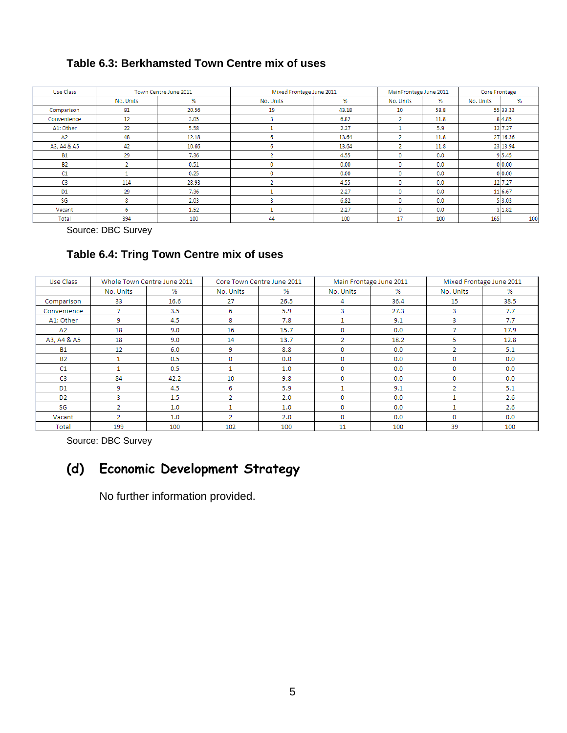### Table 6.3: Berkhamsted Town Centre mix of uses

| Use Class | Town Centre June 2011 | | Mixed Frontage June 2011 | | Main Frontage June 2011 | | Core Frontage | |
|---|---|---|---|---|---|---|---|---|
| | No. Units | % | No. Units | % | No. Units | % | No. Units | % |
| Comparison | 81 | 20.56 | 19 | 43.18 | 10 | 58.8 | 55 | 33.33 |
| Convenience | 12 | 3.05 | 3 | 6.82 | 2 | 11.8 | 8 | 4.85 |
| A1: Other | 22 | 5.58 | 1 | 2.27 | 1 | 5.9 | 12 | 7.27 |
| A2 | 48 | 12.18 | 6 | 13.64 | 2 | 11.8 | 27 | 16.36 |
| A3, A4 & A5 | 42 | 10.66 | 6 | 13.64 | 2 | 11.8 | 23 | 13.94 |
| B1 | 29 | 7.36 | 2 | 4.55 | 0 | 0.0 | 9 | 5.45 |
| B2 | 2 | 0.51 | 0 | 0.00 | 0 | 0.0 | 0 | 0.00 |
| C1 | 1 | 0.25 | 0 | 0.00 | 0 | 0.0 | 0 | 0.00 |
| C3 | 114 | 28.93 | 2 | 4.55 | 0 | 0.0 | 12 | 7.27 |
| D1 | 29 | 7.36 | 1 | 2.27 | 0 | 0.0 | 11 | 6.67 |
| SG | 8 | 2.03 | 3 | 6.82 | 0 | 0.0 | 5 | 3.03 |
| Vacant | 6 | 1.52 | 1 | 2.27 | 0 | 0.0 | 3 | 1.82 |
| Total | 394 | 100 | 44 | 100 | 17 | 100 | 165 | 100 |

Source: DBC Survey

### Table 6.4: Tring Town Centre mix of uses

| Use Class | Whole Town Centre June 2011 | | Core Town Centre June 2011 | | Main Frontage June 2011 | | Mixed Frontage June 2011 | |
|---|---|---|---|---|---|---|---|---|
| | No. Units | % | No. Units | % | No. Units | % | No. Units | % |
| Comparison | 33 | 16.6 | 27 | 26.5 | 4 | 36.4 | 15 | 38.5 |
| Convenience | 7 | 3.5 | 6 | 5.9 | 3 | 27.3 | 3 | 7.7 |
| A1: Other | 9 | 4.5 | 8 | 7.8 | 1 | 9.1 | 3 | 7.7 |
| A2 | 18 | 9.0 | 16 | 15.7 | 0 | 0.0 | 7 | 17.9 |
| A3, A4 & A5 | 18 | 9.0 | 14 | 13.7 | 2 | 18.2 | 5 | 12.8 |
| B1 | 12 | 6.0 | 9 | 8.8 | 0 | 0.0 | 2 | 5.1 |
| B2 | 1 | 0.5 | 0 | 0.0 | 0 | 0.0 | 0 | 0.0 |
| C1 | 1 | 0.5 | 1 | 1.0 | 0 | 0.0 | 0 | 0.0 |
| C3 | 84 | 42.2 | 10 | 9.8 | 0 | 0.0 | 0 | 0.0 |
| D1 | 9 | 4.5 | 6 | 5.9 | 1 | 9.1 | 2 | 5.1 |
| D2 | 3 | 1.5 | 2 | 2.0 | 0 | 0.0 | 1 | 2.6 |
| SG | 2 | 1.0 | 1 | 1.0 | 0 | 0.0 | 1 | 2.6 |
| Vacant | 2 | 1.0 | 2 | 2.0 | 0 | 0.0 | 0 | 0.0 |
| Total | 199 | 100 | 102 | 100 | 11 | 100 | 39 | 100 |

Source: DBC Survey

## (d) Economic Development Strategy

No further information provided.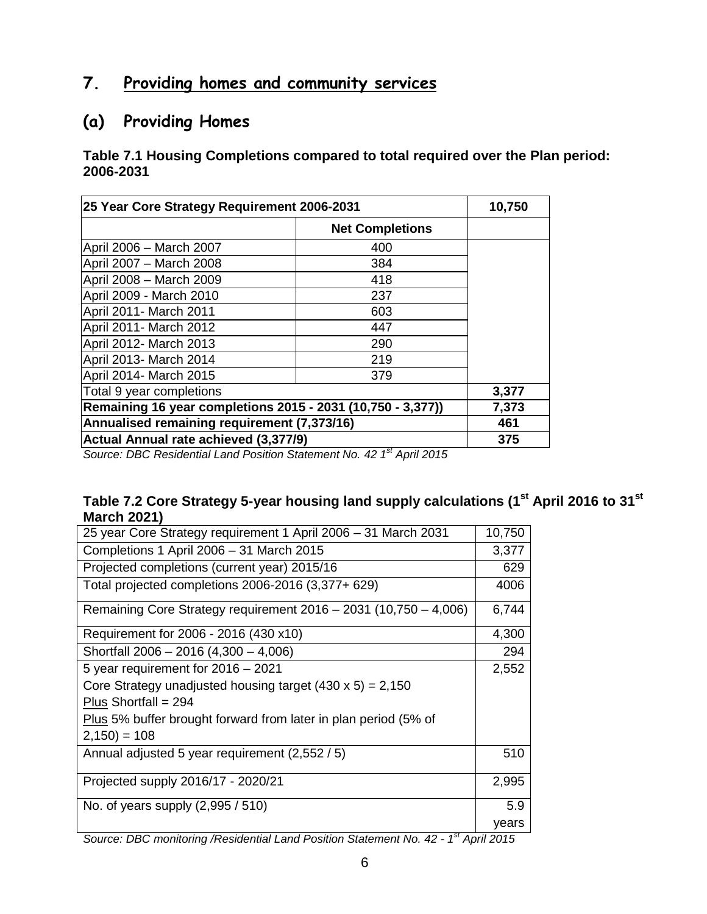## 7. Providing homes and community services

### (a) Providing Homes

**Table 7.1 Housing Completions compared to total required over the Plan period: 2006-2031**

| **25 Year Core Strategy Requirement 2006-2031** | | **10,750** |
|---|---|---|
| | **Net Completions** | |
| April 2006 – March 2007 | 400 | |
| April 2007 – March 2008 | 384 | |
| April 2008 – March 2009 | 418 | |
| April 2009 - March 2010 | 237 | |
| April 2011- March 2011 | 603 | |
| April 2011- March 2012 | 447 | |
| April 2012- March 2013 | 290 | |
| April 2013- March 2014 | 219 | |
| April 2014- March 2015 | 379 | |
| Total 9 year completions | | **3,377** |
| **Remaining 16 year completions 2015 - 2031 (10,750 - 3,377))** | | **7,373** |
| **Annualised remaining requirement (7,373/16)** | | **461** |
| **Actual Annual rate achieved (3,377/9)** | | **375** |

*Source: DBC Residential Land Position Statement No. 42 1st April 2015*

**Table 7.2 Core Strategy 5-year housing land supply calculations (1st April 2016 to 31st March 2021)**

| 25 year Core Strategy requirement 1 April 2006 – 31 March 2031 | 10,750 |
|---|---|
| Completions 1 April 2006 – 31 March 2015 | 3,377 |
| Projected completions (current year) 2015/16 | 629 |
| Total projected completions 2006-2016 (3,377+ 629) | 4006 |
| Remaining Core Strategy requirement 2016 – 2031 (10,750 – 4,006) | 6,744 |
| Requirement for 2006 - 2016 (430 x10) | 4,300 |
| Shortfall 2006 – 2016 (4,300 – 4,006) | 294 |
| 5 year requirement for 2016 – 2021<br>Core Strategy unadjusted housing target (430 x 5) = 2,150<br><u>Plus</u> Shortfall = 294<br><u>Plus</u> 5% buffer brought forward from later in plan period (5% of 2,150) = 108 | 2,552 |
| Annual adjusted 5 year requirement (2,552 / 5) | 510 |
| Projected supply 2016/17 - 2020/21 | 2,995 |
| No. of years supply (2,995 / 510) | 5.9 years |

*Source: DBC monitoring /Residential Land Position Statement No. 42 - 1st April 2015*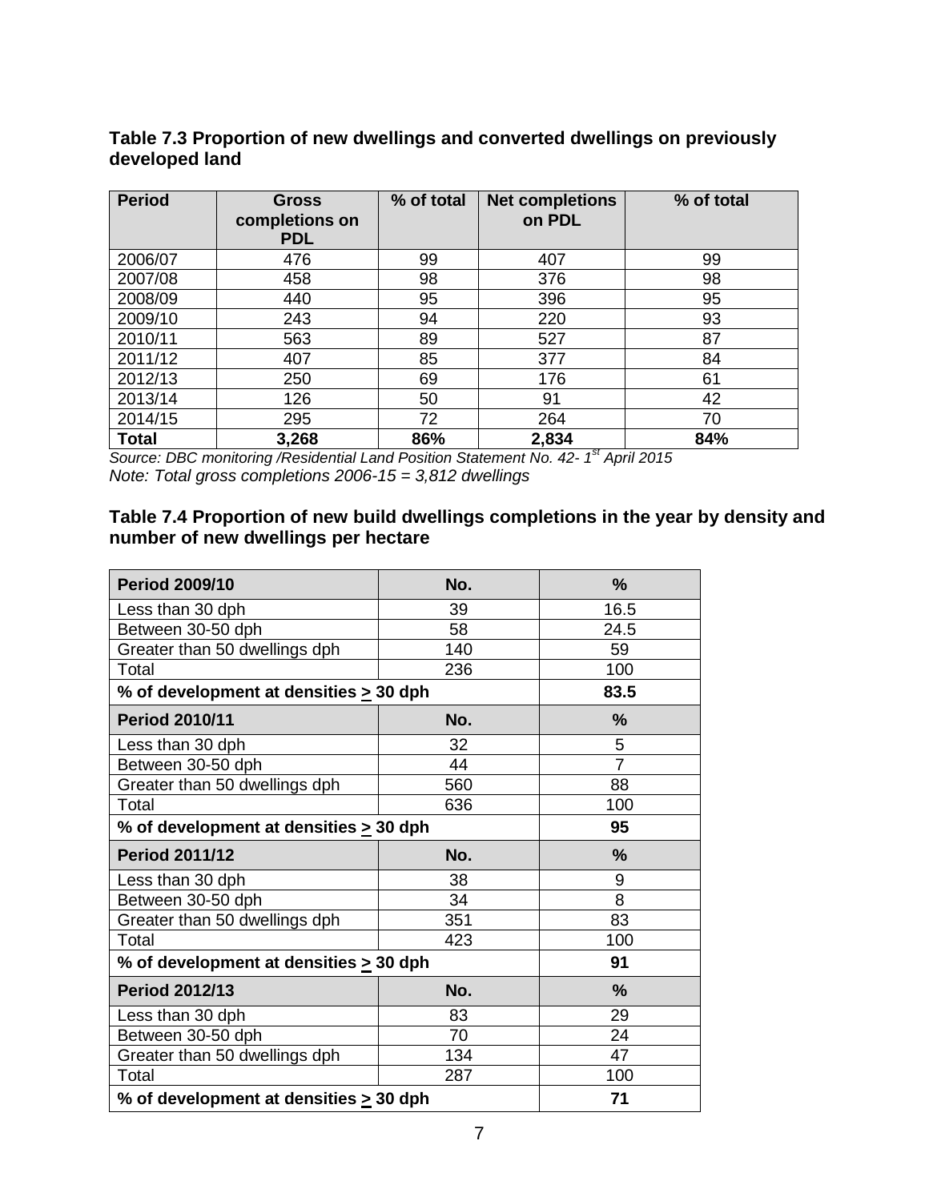**Table 7.3 Proportion of new dwellings and converted dwellings on previously developed land**

| Period | Gross completions on PDL | % of total | Net completions on PDL | % of total |
|---|---|---|---|---|
| 2006/07 | 476 | 99 | 407 | 99 |
| 2007/08 | 458 | 98 | 376 | 98 |
| 2008/09 | 440 | 95 | 396 | 95 |
| 2009/10 | 243 | 94 | 220 | 93 |
| 2010/11 | 563 | 89 | 527 | 87 |
| 2011/12 | 407 | 85 | 377 | 84 |
| 2012/13 | 250 | 69 | 176 | 61 |
| 2013/14 | 126 | 50 | 91 | 42 |
| 2014/15 | 295 | 72 | 264 | 70 |
| **Total** | **3,268** | **86%** | **2,834** | **84%** |

*Source: DBC monitoring /Residential Land Position Statement No. 42- 1st April 2015*
*Note: Total gross completions 2006-15 = 3,812 dwellings*

**Table 7.4 Proportion of new build dwellings completions in the year by density and number of new dwellings per hectare**

| **Period 2009/10** | **No.** | **%** |
|---|---|---|
| Less than 30 dph | 39 | 16.5 |
| Between 30-50 dph | 58 | 24.5 |
| Greater than 50 dwellings dph | 140 | 59 |
| Total | 236 | 100 |
| **% of development at densities ≥ 30 dph** | | **83.5** |
| **Period 2010/11** | **No.** | **%** |
| Less than 30 dph | 32 | 5 |
| Between 30-50 dph | 44 | 7 |
| Greater than 50 dwellings dph | 560 | 88 |
| Total | 636 | 100 |
| **% of development at densities ≥ 30 dph** | | **95** |
| **Period 2011/12** | **No.** | **%** |
| Less than 30 dph | 38 | 9 |
| Between 30-50 dph | 34 | 8 |
| Greater than 50 dwellings dph | 351 | 83 |
| Total | 423 | 100 |
| **% of development at densities ≥ 30 dph** | | **91** |
| **Period 2012/13** | **No.** | **%** |
| Less than 30 dph | 83 | 29 |
| Between 30-50 dph | 70 | 24 |
| Greater than 50 dwellings dph | 134 | 47 |
| Total | 287 | 100 |
| **% of development at densities ≥ 30 dph** | | **71** |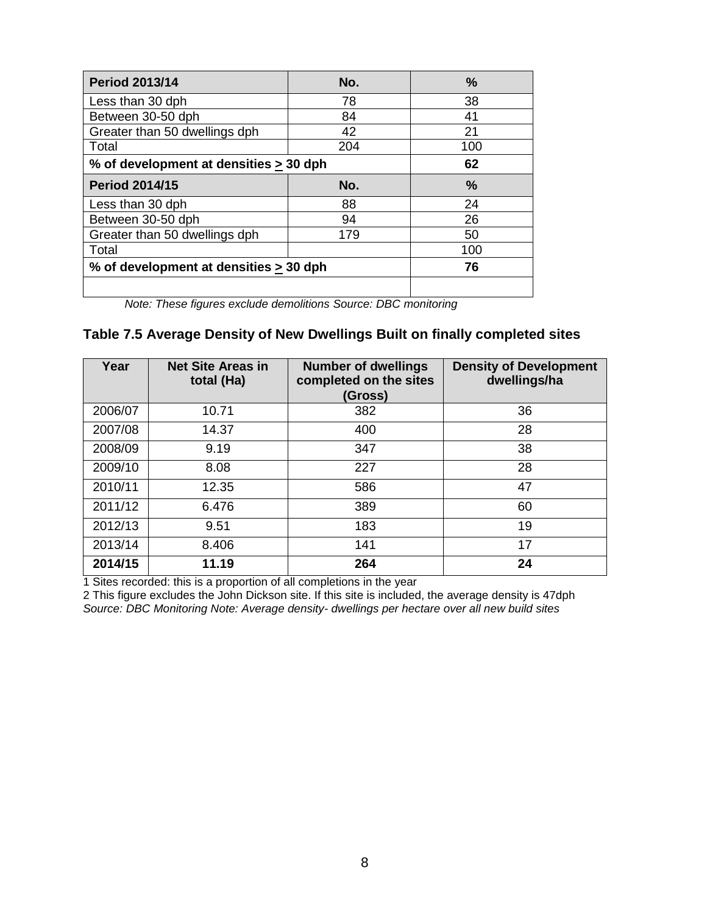| Period 2013/14 | No. | % |
| --- | --- | --- |
| Less than 30 dph | 78 | 38 |
| Between 30-50 dph | 84 | 41 |
| Greater than 50 dwellings dph | 42 | 21 |
| Total | 204 | 100 |
| **% of development at densities > 30 dph** | | **62** |
| **Period 2014/15** | **No.** | **%** |
| Less than 30 dph | 88 | 24 |
| Between 30-50 dph | 94 | 26 |
| Greater than 50 dwellings dph | 179 | 50 |
| Total | | 100 |
| **% of development at densities > 30 dph** | | **76** |
| | | |

*Note: These figures exclude demolitions Source: DBC monitoring*

### Table 7.5 Average Density of New Dwellings Built on finally completed sites

| Year | Net Site Areas in total (Ha) | Number of dwellings completed on the sites (Gross) | Density of Development dwellings/ha |
| --- | --- | --- | --- |
| 2006/07 | 10.71 | 382 | 36 |
| 2007/08 | 14.37 | 400 | 28 |
| 2008/09 | 9.19 | 347 | 38 |
| 2009/10 | 8.08 | 227 | 28 |
| 2010/11 | 12.35 | 586 | 47 |
| 2011/12 | 6.476 | 389 | 60 |
| 2012/13 | 9.51 | 183 | 19 |
| 2013/14 | 8.406 | 141 | 17 |
| **2014/15** | **11.19** | **264** | **24** |

1 Sites recorded: this is a proportion of all completions in the year

2 This figure excludes the John Dickson site. If this site is included, the average density is 47dph

*Source: DBC Monitoring Note: Average density- dwellings per hectare over all new build sites*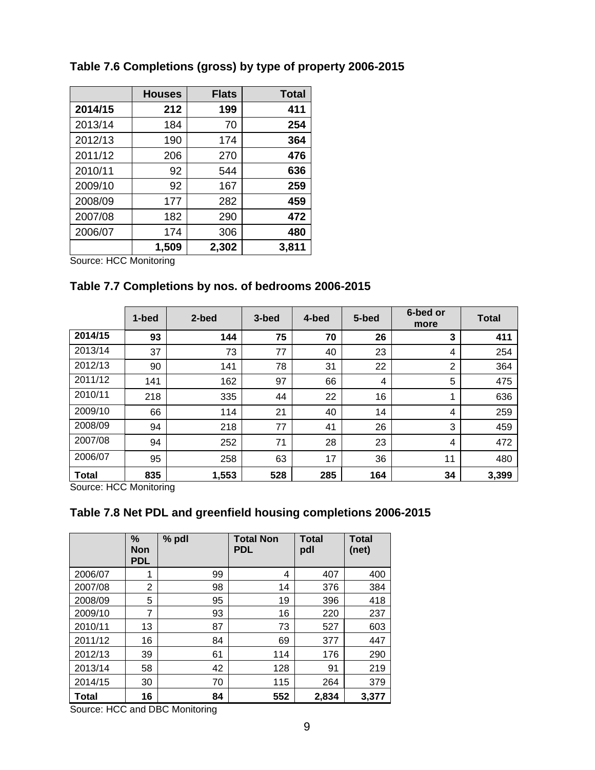### Table 7.6 Completions (gross) by type of property 2006-2015

| | Houses | Flats | Total |
|---|---|---|---|
| **2014/15** | **212** | **199** | **411** |
| 2013/14 | 184 | 70 | **254** |
| 2012/13 | 190 | 174 | **364** |
| 2011/12 | 206 | 270 | **476** |
| 2010/11 | 92 | 544 | **636** |
| 2009/10 | 92 | 167 | **259** |
| 2008/09 | 177 | 282 | **459** |
| 2007/08 | 182 | 290 | **472** |
| 2006/07 | 174 | 306 | **480** |
| | **1,509** | **2,302** | **3,811** |

Source: HCC Monitoring

### Table 7.7 Completions by nos. of bedrooms 2006-2015

| | 1-bed | 2-bed | 3-bed | 4-bed | 5-bed | 6-bed or more | Total |
|---|---|---|---|---|---|---|---|
| **2014/15** | **93** | **144** | **75** | **70** | **26** | **3** | **411** |
| 2013/14 | 37 | 73 | 77 | 40 | 23 | 4 | 254 |
| 2012/13 | 90 | 141 | 78 | 31 | 22 | 2 | 364 |
| 2011/12 | 141 | 162 | 97 | 66 | 4 | 5 | 475 |
| 2010/11 | 218 | 335 | 44 | 22 | 16 | 1 | 636 |
| 2009/10 | 66 | 114 | 21 | 40 | 14 | 4 | 259 |
| 2008/09 | 94 | 218 | 77 | 41 | 26 | 3 | 459 |
| 2007/08 | 94 | 252 | 71 | 28 | 23 | 4 | 472 |
| 2006/07 | 95 | 258 | 63 | 17 | 36 | 11 | 480 |
| **Total** | **835** | **1,553** | **528** | **285** | **164** | **34** | **3,399** |

Source: HCC Monitoring

### Table 7.8 Net PDL and greenfield housing completions 2006-2015

| | % Non PDL | % pdl | Total Non PDL | Total pdl | Total (net) |
|---|---|---|---|---|---|
| 2006/07 | 1 | 99 | 4 | 407 | 400 |
| 2007/08 | 2 | 98 | 14 | 376 | 384 |
| 2008/09 | 5 | 95 | 19 | 396 | 418 |
| 2009/10 | 7 | 93 | 16 | 220 | 237 |
| 2010/11 | 13 | 87 | 73 | 527 | 603 |
| 2011/12 | 16 | 84 | 69 | 377 | 447 |
| 2012/13 | 39 | 61 | 114 | 176 | 290 |
| 2013/14 | 58 | 42 | 128 | 91 | 219 |
| 2014/15 | 30 | 70 | 115 | 264 | 379 |
| **Total** | **16** | **84** | **552** | **2,834** | **3,377** |

Source: HCC and DBC Monitoring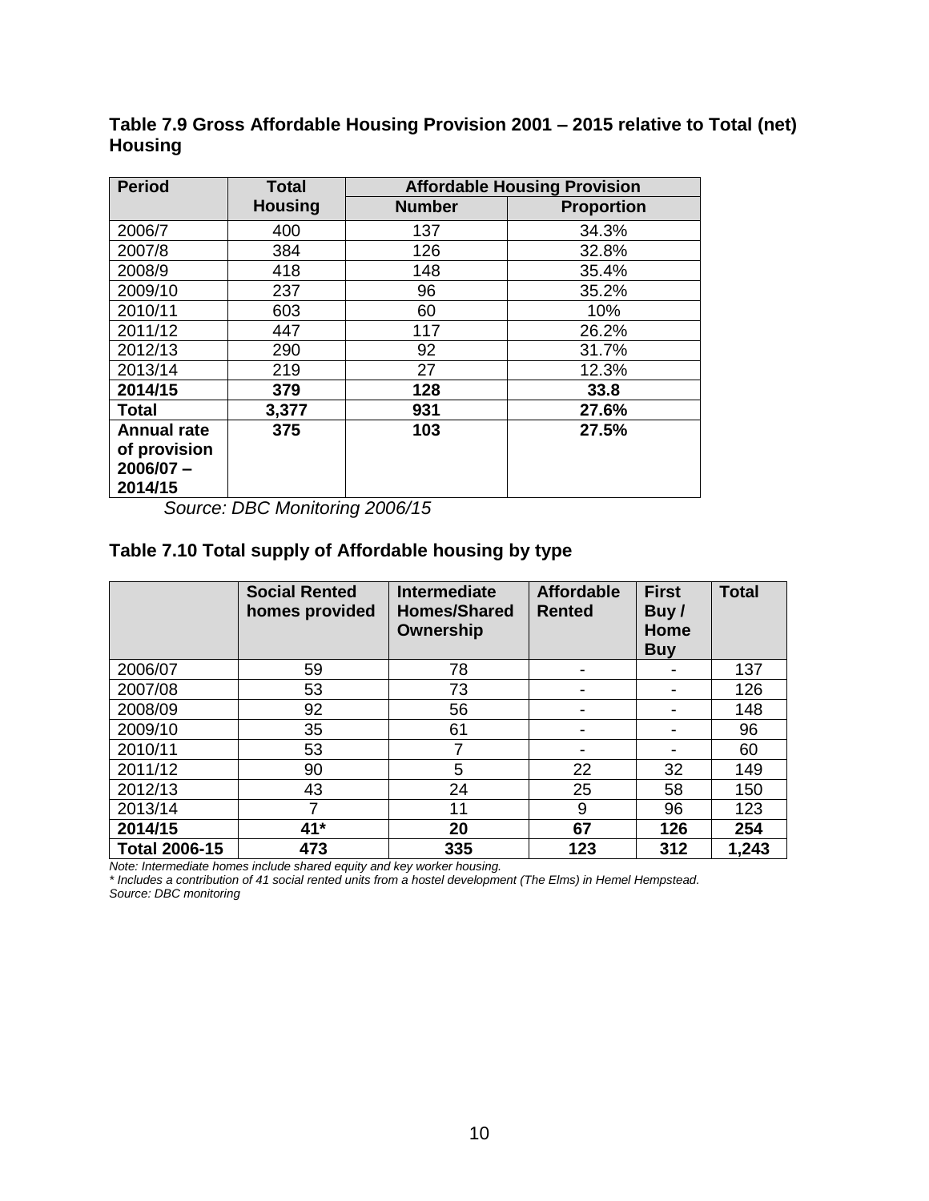**Table 7.9 Gross Affordable Housing Provision 2001 – 2015 relative to Total (net) Housing**

| Period | Total Housing | Affordable Housing Provision | |
|---|---|---|---|
| | | Number | Proportion |
| 2006/7 | 400 | 137 | 34.3% |
| 2007/8 | 384 | 126 | 32.8% |
| 2008/9 | 418 | 148 | 35.4% |
| 2009/10 | 237 | 96 | 35.2% |
| 2010/11 | 603 | 60 | 10% |
| 2011/12 | 447 | 117 | 26.2% |
| 2012/13 | 290 | 92 | 31.7% |
| 2013/14 | 219 | 27 | 12.3% |
| **2014/15** | **379** | **128** | **33.8** |
| **Total** | **3,377** | **931** | **27.6%** |
| **Annual rate of provision 2006/07 – 2014/15** | **375** | **103** | **27.5%** |

*Source: DBC Monitoring 2006/15*

**Table 7.10 Total supply of Affordable housing by type**

| | Social Rented homes provided | Intermediate Homes/Shared Ownership | Affordable Rented | First Buy / Home Buy | Total |
|---|---|---|---|---|---|
| 2006/07 | 59 | 78 | - | - | 137 |
| 2007/08 | 53 | 73 | - | - | 126 |
| 2008/09 | 92 | 56 | - | - | 148 |
| 2009/10 | 35 | 61 | - | - | 96 |
| 2010/11 | 53 | 7 | - | - | 60 |
| 2011/12 | 90 | 5 | 22 | 32 | 149 |
| 2012/13 | 43 | 24 | 25 | 58 | 150 |
| 2013/14 | 7 | 11 | 9 | 96 | 123 |
| **2014/15** | **41*** | **20** | **67** | **126** | **254** |
| **Total 2006-15** | **473** | **335** | **123** | **312** | **1,243** |

*Note: Intermediate homes include shared equity and key worker housing.*
*\* Includes a contribution of 41 social rented units from a hostel development (The Elms) in Hemel Hempstead.*
*Source: DBC monitoring*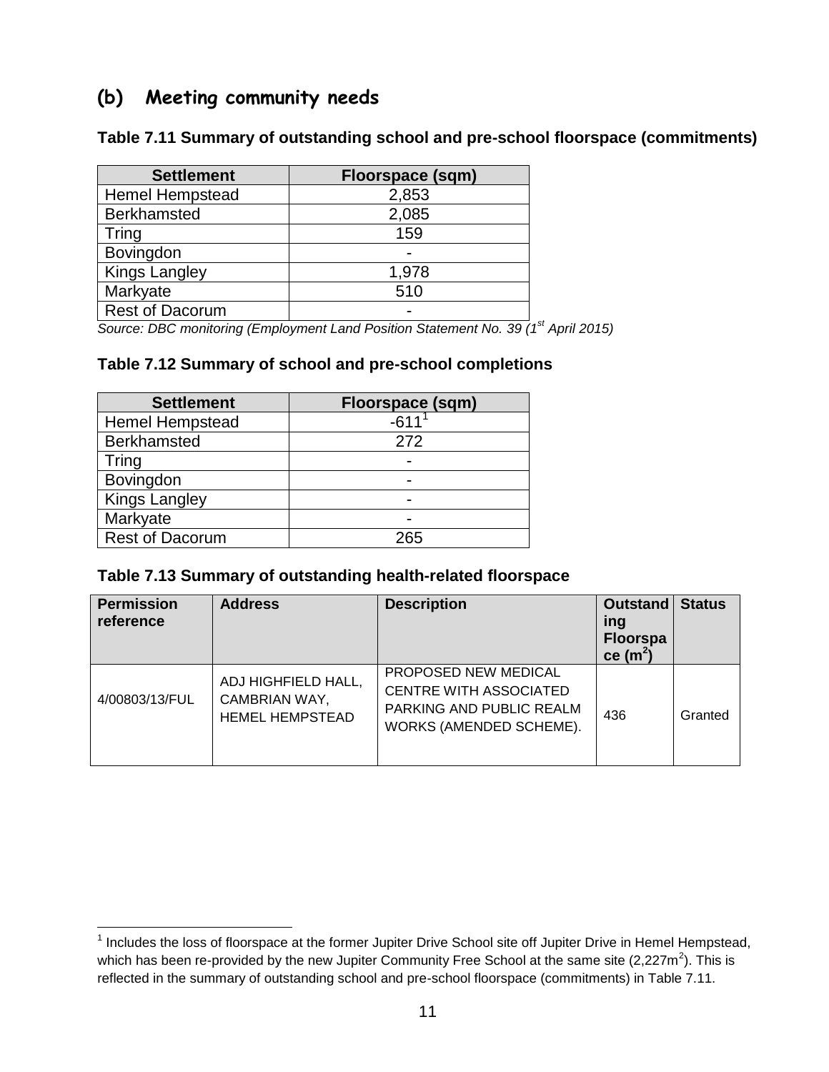## (b) Meeting community needs

**Table 7.11 Summary of outstanding school and pre-school floorspace (commitments)**

| Settlement | Floorspace (sqm) |
|---|---|
| Hemel Hempstead | 2,853 |
| Berkhamsted | 2,085 |
| Tring | 159 |
| Bovingdon | - |
| Kings Langley | 1,978 |
| Markyate | 510 |
| Rest of Dacorum | - |

*Source: DBC monitoring (Employment Land Position Statement No. 39 (1st April 2015)*

**Table 7.12 Summary of school and pre-school completions**

| Settlement | Floorspace (sqm) |
|---|---|
| Hemel Hempstead | -611[1] |
| Berkhamsted | 272 |
| Tring | - |
| Bovingdon | - |
| Kings Langley | - |
| Markyate | - |
| Rest of Dacorum | 265 |

**Table 7.13 Summary of outstanding health-related floorspace**

| Permission reference | Address | Description | Outstanding Floorspace ($m^2$) | Status |
|---|---|---|---|---|
| 4/00803/13/FUL | ADJ HIGHFIELD HALL, CAMBRIAN WAY, HEMEL HEMPSTEAD | PROPOSED NEW MEDICAL CENTRE WITH ASSOCIATED PARKING AND PUBLIC REALM WORKS (AMENDED SCHEME). | 436 | Granted |

[1] Includes the loss of floorspace at the former Jupiter Drive School site off Jupiter Drive in Hemel Hempstead, which has been re-provided by the new Jupiter Community Free School at the same site (2,227$m^2$). This is reflected in the summary of outstanding school and pre-school floorspace (commitments) in Table 7.11.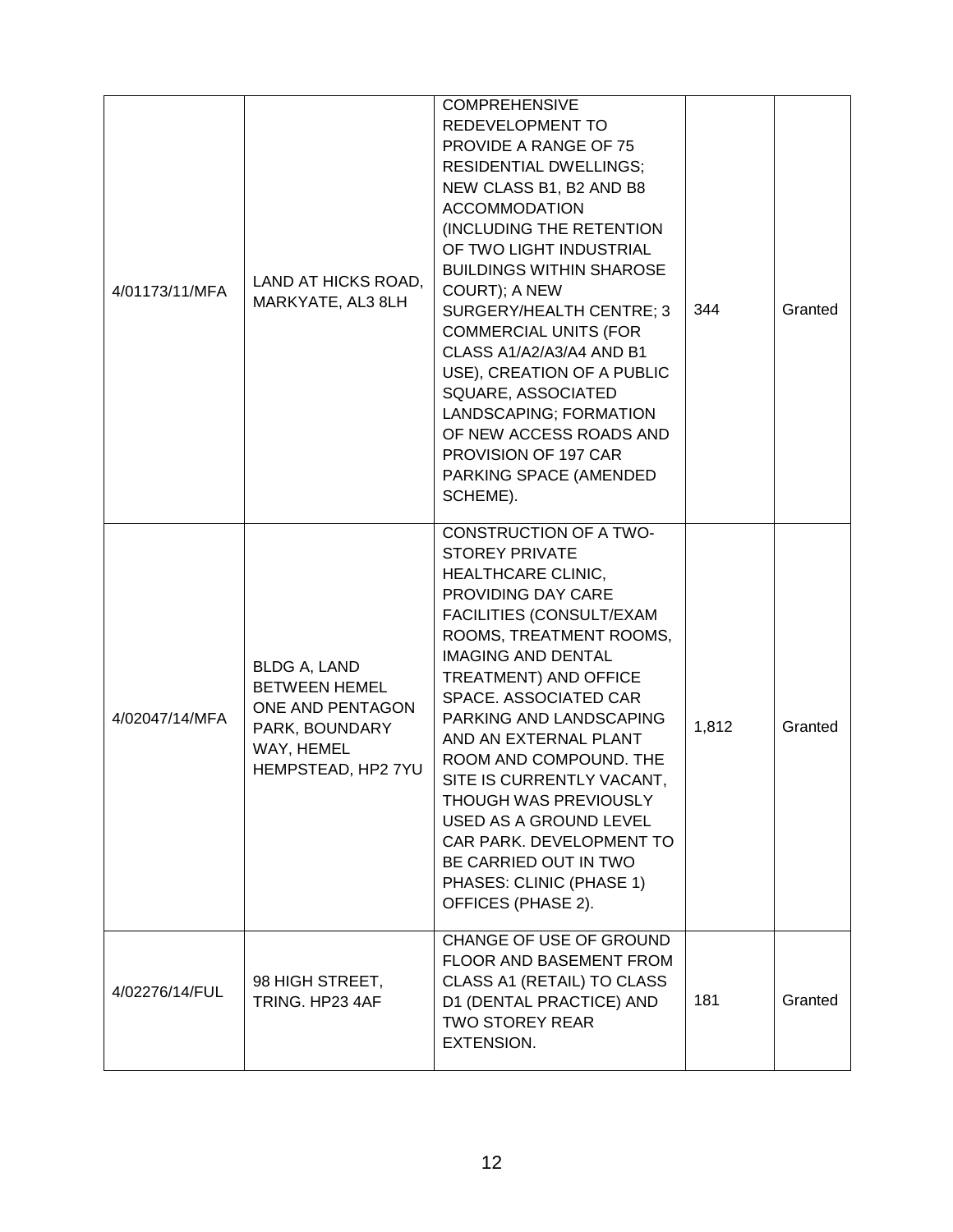| | | | | |
|---|---|---|---|---|
| 4/01173/11/MFA | LAND AT HICKS ROAD, MARKYATE, AL3 8LH | COMPREHENSIVE REDEVELOPMENT TO PROVIDE A RANGE OF 75 RESIDENTIAL DWELLINGS; NEW CLASS B1, B2 AND B8 ACCOMMODATION (INCLUDING THE RETENTION OF TWO LIGHT INDUSTRIAL BUILDINGS WITHIN SHAROSE COURT); A NEW SURGERY/HEALTH CENTRE; 3 COMMERCIAL UNITS (FOR CLASS A1/A2/A3/A4 AND B1 USE), CREATION OF A PUBLIC SQUARE, ASSOCIATED LANDSCAPING; FORMATION OF NEW ACCESS ROADS AND PROVISION OF 197 CAR PARKING SPACE (AMENDED SCHEME). | 344 | Granted |
| 4/02047/14/MFA | BLDG A, LAND BETWEEN HEMEL ONE AND PENTAGON PARK, BOUNDARY WAY, HEMEL HEMPSTEAD, HP2 7YU | CONSTRUCTION OF A TWO-STOREY PRIVATE HEALTHCARE CLINIC, PROVIDING DAY CARE FACILITIES (CONSULT/EXAM ROOMS, TREATMENT ROOMS, IMAGING AND DENTAL TREATMENT) AND OFFICE SPACE. ASSOCIATED CAR PARKING AND LANDSCAPING AND AN EXTERNAL PLANT ROOM AND COMPOUND. THE SITE IS CURRENTLY VACANT, THOUGH WAS PREVIOUSLY USED AS A GROUND LEVEL CAR PARK. DEVELOPMENT TO BE CARRIED OUT IN TWO PHASES: CLINIC (PHASE 1) OFFICES (PHASE 2). | 1,812 | Granted |
| 4/02276/14/FUL | 98 HIGH STREET, TRING. HP23 4AF | CHANGE OF USE OF GROUND FLOOR AND BASEMENT FROM CLASS A1 (RETAIL) TO CLASS D1 (DENTAL PRACTICE) AND TWO STOREY REAR EXTENSION. | 181 | Granted |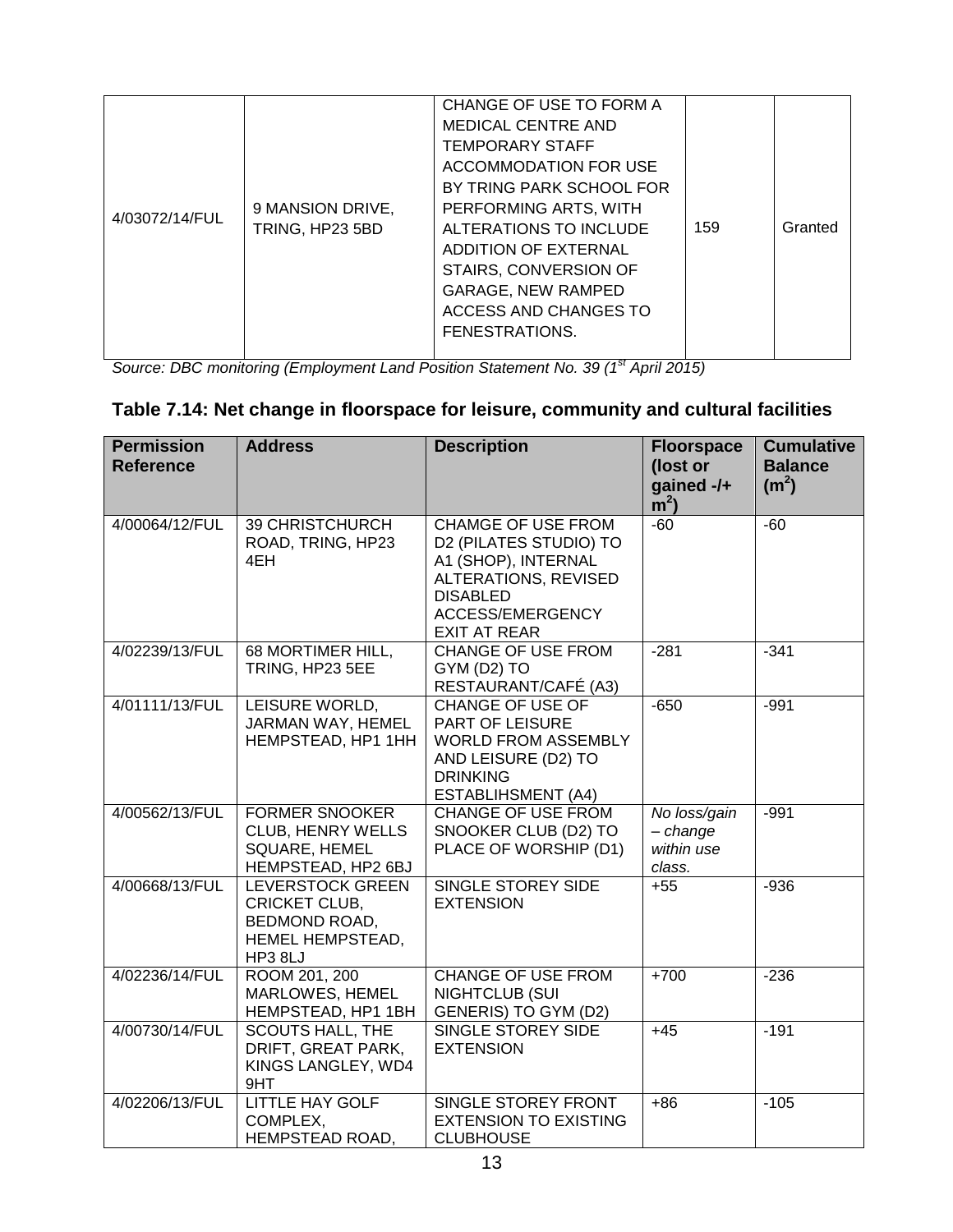| 4/03072/14/FUL | 9 MANSION DRIVE, TRING, HP23 5BD | CHANGE OF USE TO FORM A MEDICAL CENTRE AND TEMPORARY STAFF ACCOMMODATION FOR USE BY TRING PARK SCHOOL FOR PERFORMING ARTS, WITH ALTERATIONS TO INCLUDE ADDITION OF EXTERNAL STAIRS, CONVERSION OF GARAGE, NEW RAMPED ACCESS AND CHANGES TO FENESTRATIONS. | 159 | Granted |
|---|---|---|---|---|

*Source: DBC monitoring (Employment Land Position Statement No. 39 (1st April 2015)*

## Table 7.14: Net change in floorspace for leisure, community and cultural facilities

| Permission Reference | Address | Description | Floorspace (lost or gained -/+ $m^2$) | Cumulative Balance ($m^2$) |
|---|---|---|---|---|
| 4/00064/12/FUL | 39 CHRISTCHURCH ROAD, TRING, HP23 4EH | CHAMGE OF USE FROM D2 (PILATES STUDIO) TO A1 (SHOP), INTERNAL ALTERATIONS, REVISED DISABLED ACCESS/EMERGENCY EXIT AT REAR | -60 | -60 |
| 4/02239/13/FUL | 68 MORTIMER HILL, TRING, HP23 5EE | CHANGE OF USE FROM GYM (D2) TO RESTAURANT/CAFÉ (A3) | -281 | -341 |
| 4/01111/13/FUL | LEISURE WORLD, JARMAN WAY, HEMEL HEMPSTEAD, HP1 1HH | CHANGE OF USE OF PART OF LEISURE WORLD FROM ASSEMBLY AND LEISURE (D2) TO DRINKING ESTABLIHSMENT (A4) | -650 | -991 |
| 4/00562/13/FUL | FORMER SNOOKER CLUB, HENRY WELLS SQUARE, HEMEL HEMPSTEAD, HP2 6BJ | CHANGE OF USE FROM SNOOKER CLUB (D2) TO PLACE OF WORSHIP (D1) | *No loss/gain – change within use class.* | -991 |
| 4/00668/13/FUL | LEVERSTOCK GREEN CRICKET CLUB, BEDMOND ROAD, HEMEL HEMPSTEAD, HP3 8LJ | SINGLE STOREY SIDE EXTENSION | +55 | -936 |
| 4/02236/14/FUL | ROOM 201, 200 MARLOWES, HEMEL HEMPSTEAD, HP1 1BH | CHANGE OF USE FROM NIGHTCLUB (SUI GENERIS) TO GYM (D2) | +700 | -236 |
| 4/00730/14/FUL | SCOUTS HALL, THE DRIFT, GREAT PARK, KINGS LANGLEY, WD4 9HT | SINGLE STOREY SIDE EXTENSION | +45 | -191 |
| 4/02206/13/FUL | LITTLE HAY GOLF COMPLEX, HEMPSTEAD ROAD, | SINGLE STOREY FRONT EXTENSION TO EXISTING CLUBHOUSE | +86 | -105 |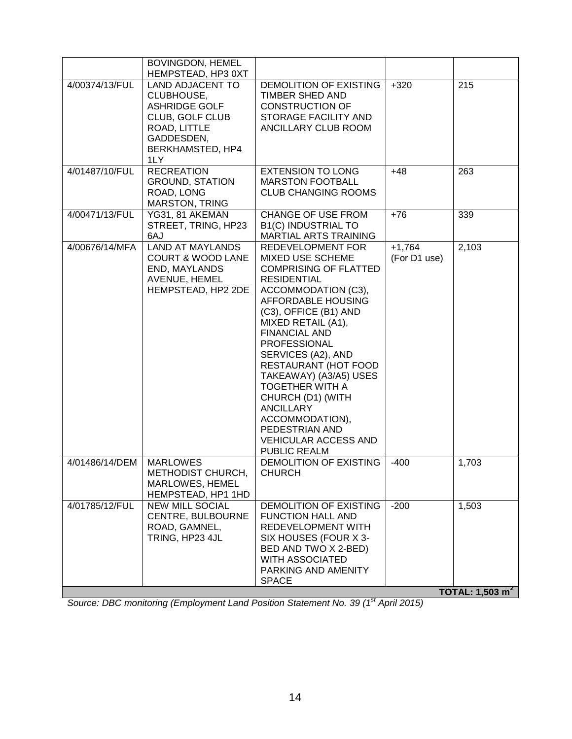| | | | | |
|---|---|---|---|---|
| | BOVINGDON, HEMEL HEMPSTEAD, HP3 0XT | | | |
| 4/00374/13/FUL | LAND ADJACENT TO CLUBHOUSE, ASHRIDGE GOLF CLUB, GOLF CLUB ROAD, LITTLE GADDESDEN, BERKHAMSTED, HP4 1LY | DEMOLITION OF EXISTING TIMBER SHED AND CONSTRUCTION OF STORAGE FACILITY AND ANCILLARY CLUB ROOM | +320 | 215 |
| 4/01487/10/FUL | RECREATION GROUND, STATION ROAD, LONG MARSTON, TRING | EXTENSION TO LONG MARSTON FOOTBALL CLUB CHANGING ROOMS | +48 | 263 |
| 4/00471/13/FUL | YG31, 81 AKEMAN STREET, TRING, HP23 6AJ | CHANGE OF USE FROM B1(C) INDUSTRIAL TO MARTIAL ARTS TRAINING | +76 | 339 |
| 4/00676/14/MFA | LAND AT MAYLANDS COURT & WOOD LANE END, MAYLANDS AVENUE, HEMEL HEMPSTEAD, HP2 2DE | REDEVELOPMENT FOR MIXED USE SCHEME COMPRISING OF FLATTED RESIDENTIAL ACCOMMODATION (C3), AFFORDABLE HOUSING (C3), OFFICE (B1) AND MIXED RETAIL (A1), FINANCIAL AND PROFESSIONAL SERVICES (A2), AND RESTAURANT (HOT FOOD TAKEAWAY) (A3/A5) USES TOGETHER WITH A CHURCH (D1) (WITH ANCILLARY ACCOMMODATION), PEDESTRIAN AND VEHICULAR ACCESS AND PUBLIC REALM | +1,764 (For D1 use) | 2,103 |
| 4/01486/14/DEM | MARLOWES METHODIST CHURCH, MARLOWES, HEMEL HEMPSTEAD, HP1 1HD | DEMOLITION OF EXISTING CHURCH | -400 | 1,703 |
| 4/01785/12/FUL | NEW MILL SOCIAL CENTRE, BULBOURNE ROAD, GAMNEL, TRING, HP23 4JL | DEMOLITION OF EXISTING FUNCTION HALL AND REDEVELOPMENT WITH SIX HOUSES (FOUR X 3-BED AND TWO X 2-BED) WITH ASSOCIATED PARKING AND AMENITY SPACE | -200 | 1,503 |
| | | | | **TOTAL: 1,503 m$^2$** |

*Source: DBC monitoring (Employment Land Position Statement No. 39 (1st April 2015)*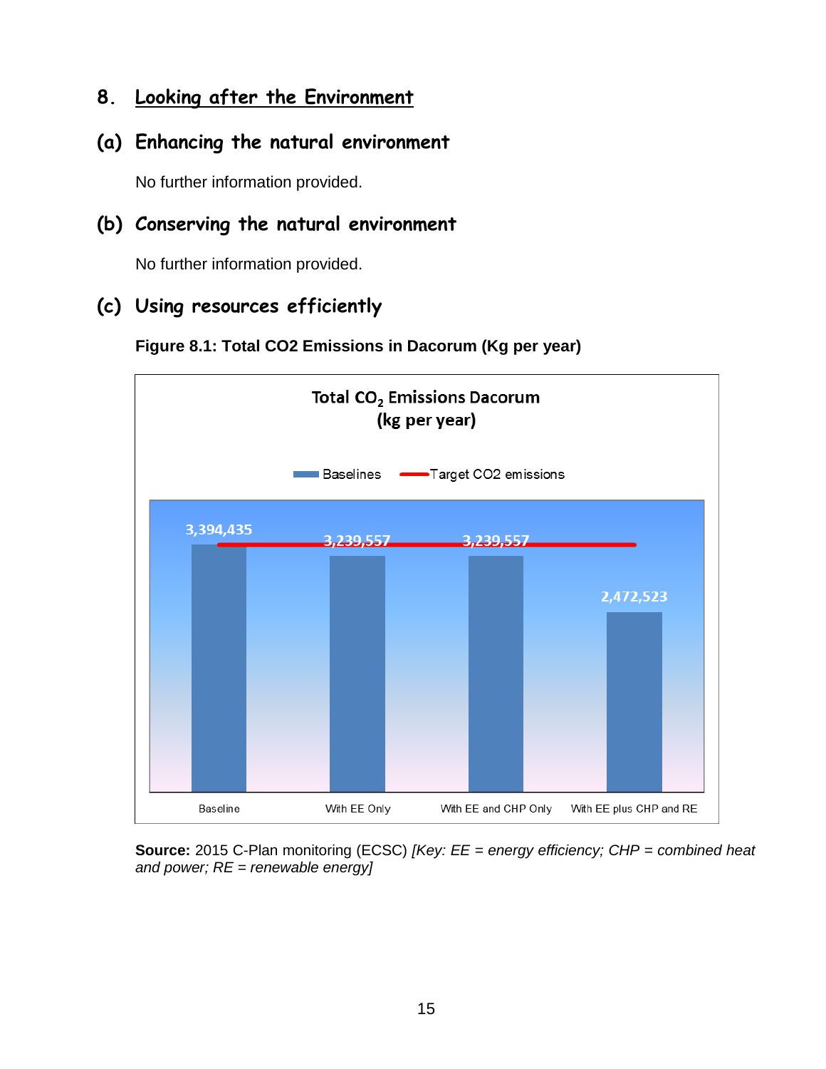## 8. Looking after the Environment

### (a) Enhancing the natural environment

No further information provided.

### (b) Conserving the natural environment

No further information provided.

### (c) Using resources efficiently

**Figure 8.1: Total CO2 Emissions in Dacorum (Kg per year)**

Total $CO_2$ Emissions Dacorum (kg per year)

| Category | Baselines (kg per year) |
|---|---|
| Baseline | 3,394,435 |
| With EE Only | 3,239,557 |
| With EE and CHP Only | 3,239,557 |
| With EE plus CHP and RE | 2,472,523 |

Legend: Baselines; Target CO2 emissions

**Source:** 2015 C-Plan monitoring (ECSC) *[Key: EE = energy efficiency; CHP = combined heat and power; RE = renewable energy]*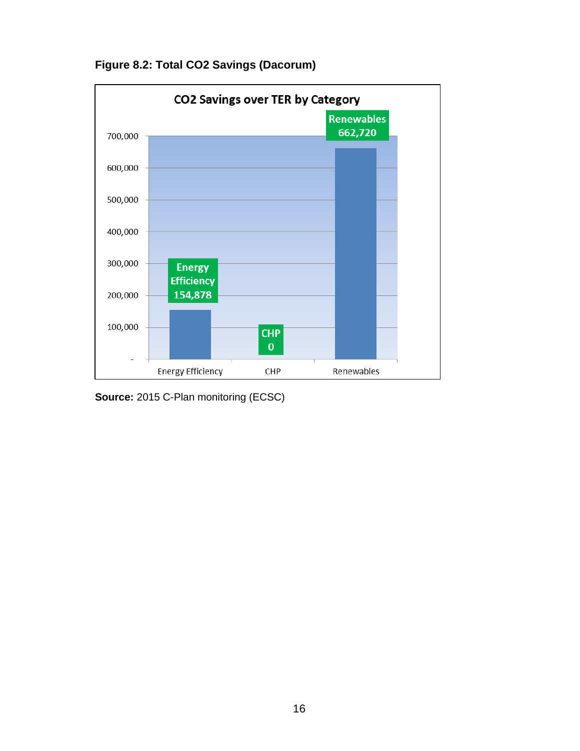**Figure 8.2: Total $CO_2$ Savings (Dacorum)**

**CO2 Savings over TER by Category**

| Category | CO2 Savings |
|---|---|
| Energy Efficiency | 154,878 |
| CHP | 0 |
| Renewables | 662,720 |

**Source:** 2015 C-Plan monitoring (ECSC)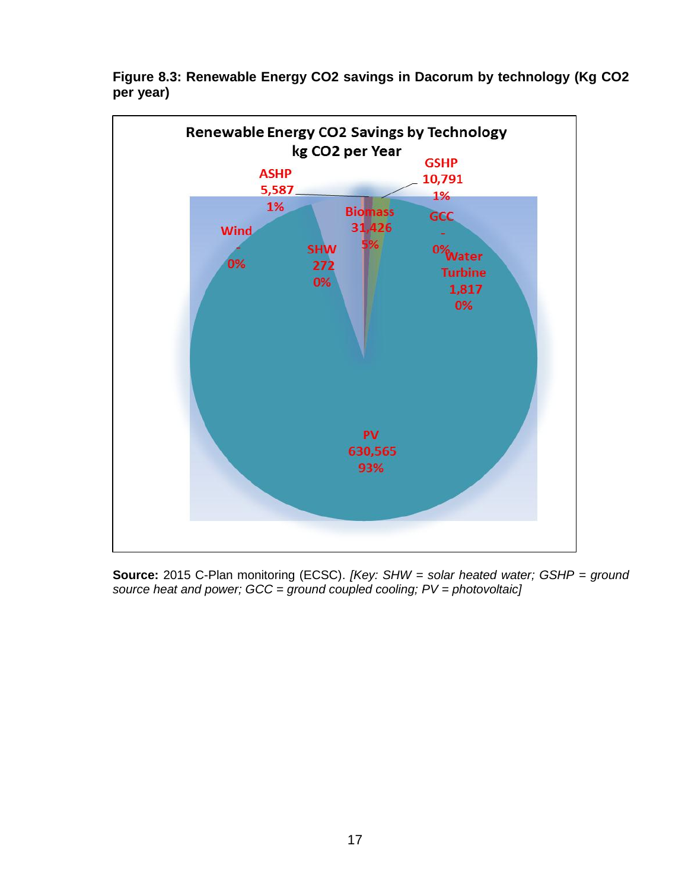**Figure 8.3: Renewable Energy $CO_2$ savings in Dacorum by technology (Kg $CO_2$ per year)**

**Source:** 2015 C-Plan monitoring (ECSC). *[Key: SHW = solar heated water; GSHP = ground source heat and power; GCC = ground coupled cooling; PV = photovoltaic]*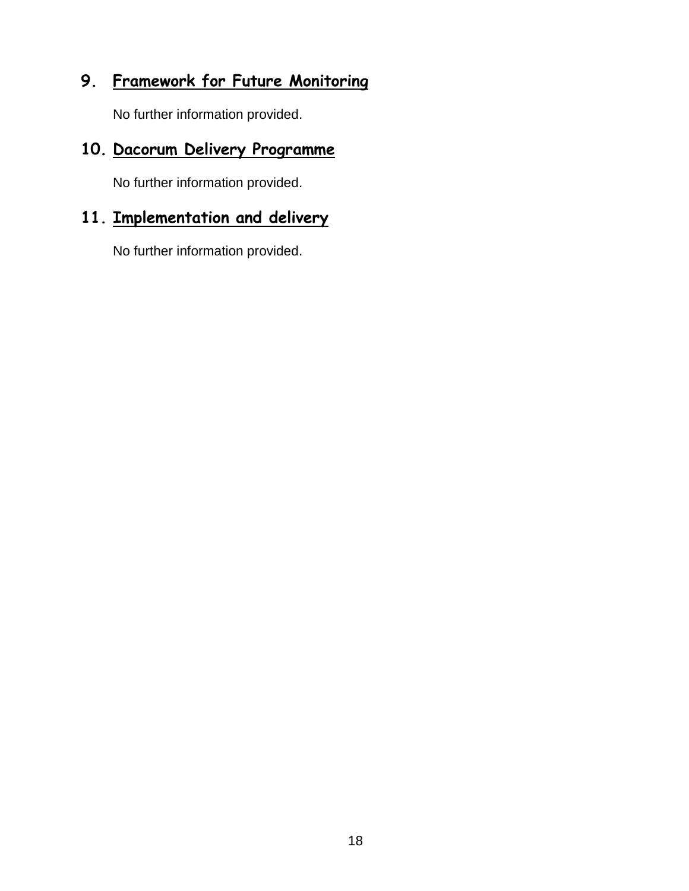## 9. Framework for Future Monitoring

No further information provided.

## 10. Dacorum Delivery Programme

No further information provided.

## 11. Implementation and delivery

No further information provided.